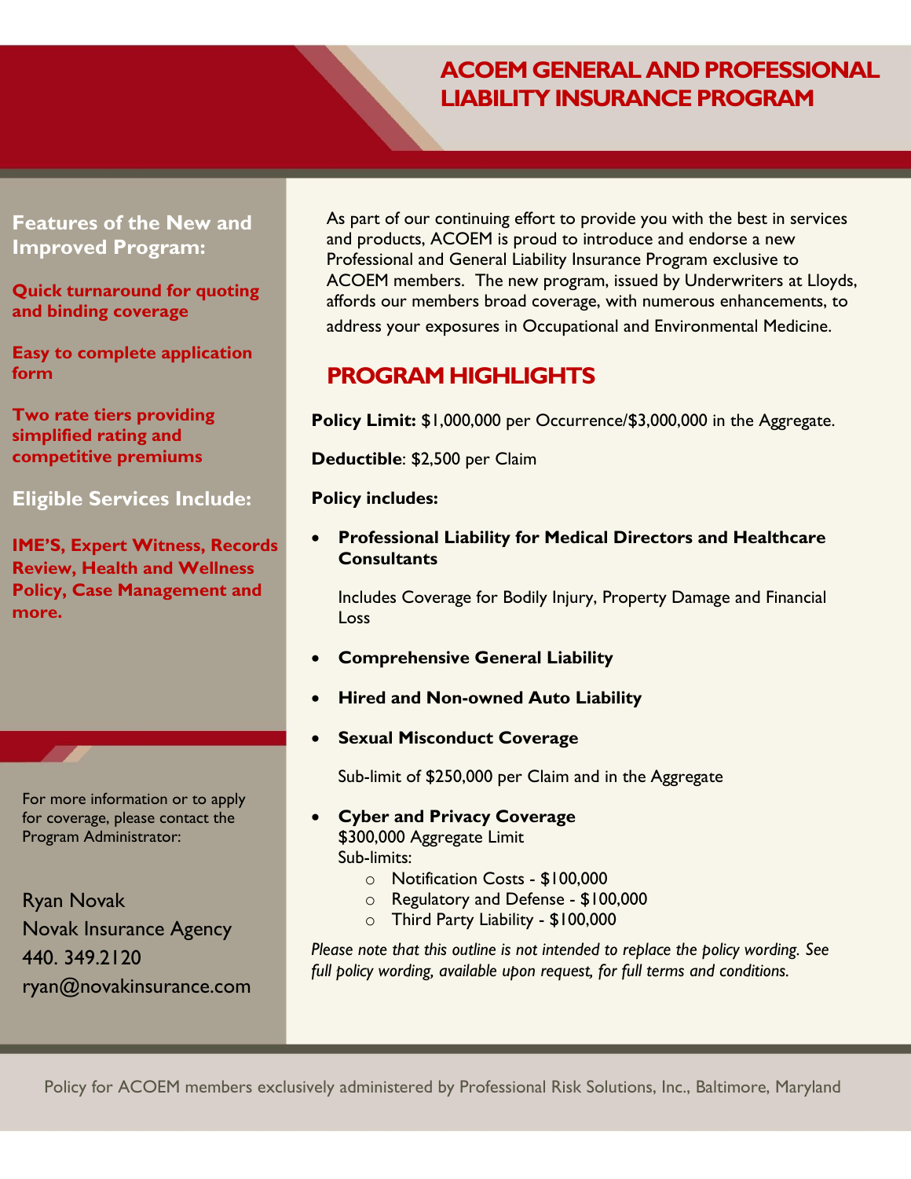# ACOEM GENERAL AND PROFESSIONAL LIABILITY INSURANCE PROGRAM

**Features of the New and Improved Program:**

**Quick turnaround for quoting and binding coverage**

**Easy to complete application form**

**Two rate tiers providing simplified rating and competitive premiums**

**Eligible Services Include:**

**IME'S, Expert Witness, Records Review, Health and Wellness Policy, Case Management and more.**

For more information or to apply for coverage, please contact the Program Administrator:

Ryan Novak
Novak Insurance Agency
440. 349.2120
ryan@novakinsurance.com

As part of our continuing effort to provide you with the best in services and products, ACOEM is proud to introduce and endorse a new Professional and General Liability Insurance Program exclusive to ACOEM members. The new program, issued by Underwriters at Lloyds, affords our members broad coverage, with numerous enhancements, to address your exposures in Occupational and Environmental Medicine.

## PROGRAM HIGHLIGHTS

**Policy Limit:** $1,000,000 per Occurrence/$3,000,000 in the Aggregate.

**Deductible**: $2,500 per Claim

**Policy includes:**

- **Professional Liability for Medical Directors and Healthcare Consultants**

  Includes Coverage for Bodily Injury, Property Damage and Financial Loss

- **Comprehensive General Liability**
- **Hired and Non-owned Auto Liability**
- **Sexual Misconduct Coverage**

  Sub-limit of $250,000 per Claim and in the Aggregate

- **Cyber and Privacy Coverage**
  $300,000 Aggregate Limit
  Sub-limits:
  - Notification Costs - $100,000
  - Regulatory and Defense - $100,000
  - Third Party Liability - $100,000

*Please note that this outline is not intended to replace the policy wording. See full policy wording, available upon request, for full terms and conditions.*

Policy for ACOEM members exclusively administered by Professional Risk Solutions, Inc., Baltimore, Maryland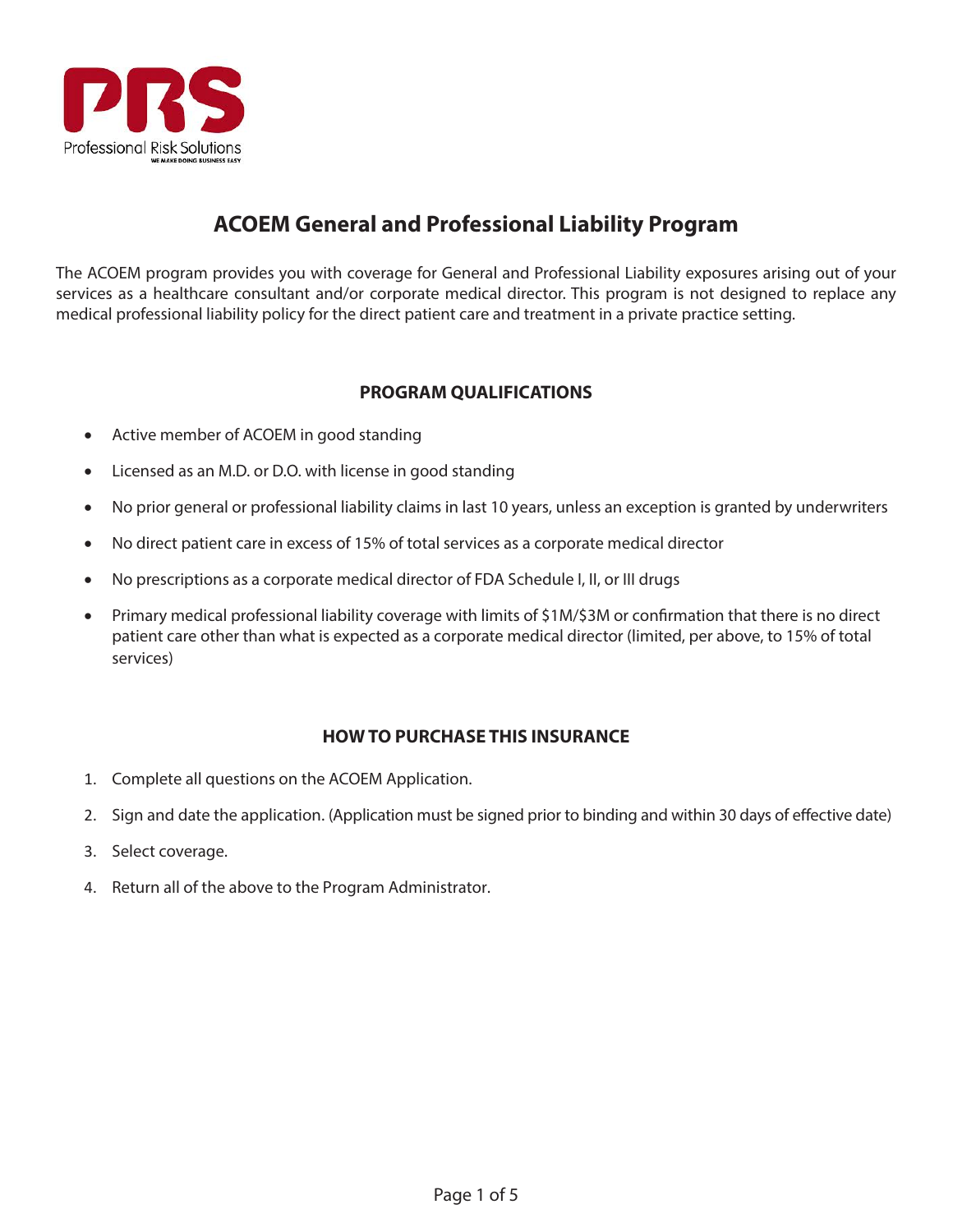PRS
Professional Risk Solutions
WE MAKE DOING BUSINESS EASY

# ACOEM General and Professional Liability Program

The ACOEM program provides you with coverage for General and Professional Liability exposures arising out of your services as a healthcare consultant and/or corporate medical director. This program is not designed to replace any medical professional liability policy for the direct patient care and treatment in a private practice setting.

## PROGRAM QUALIFICATIONS

- Active member of ACOEM in good standing
- Licensed as an M.D. or D.O. with license in good standing
- No prior general or professional liability claims in last 10 years, unless an exception is granted by underwriters
- No direct patient care in excess of 15% of total services as a corporate medical director
- No prescriptions as a corporate medical director of FDA Schedule I, II, or III drugs
- Primary medical professional liability coverage with limits of $1M/$3M or confirmation that there is no direct patient care other than what is expected as a corporate medical director (limited, per above, to 15% of total services)

## HOW TO PURCHASE THIS INSURANCE

1. Complete all questions on the ACOEM Application.
2. Sign and date the application. (Application must be signed prior to binding and within 30 days of effective date)
3. Select coverage.
4. Return all of the above to the Program Administrator.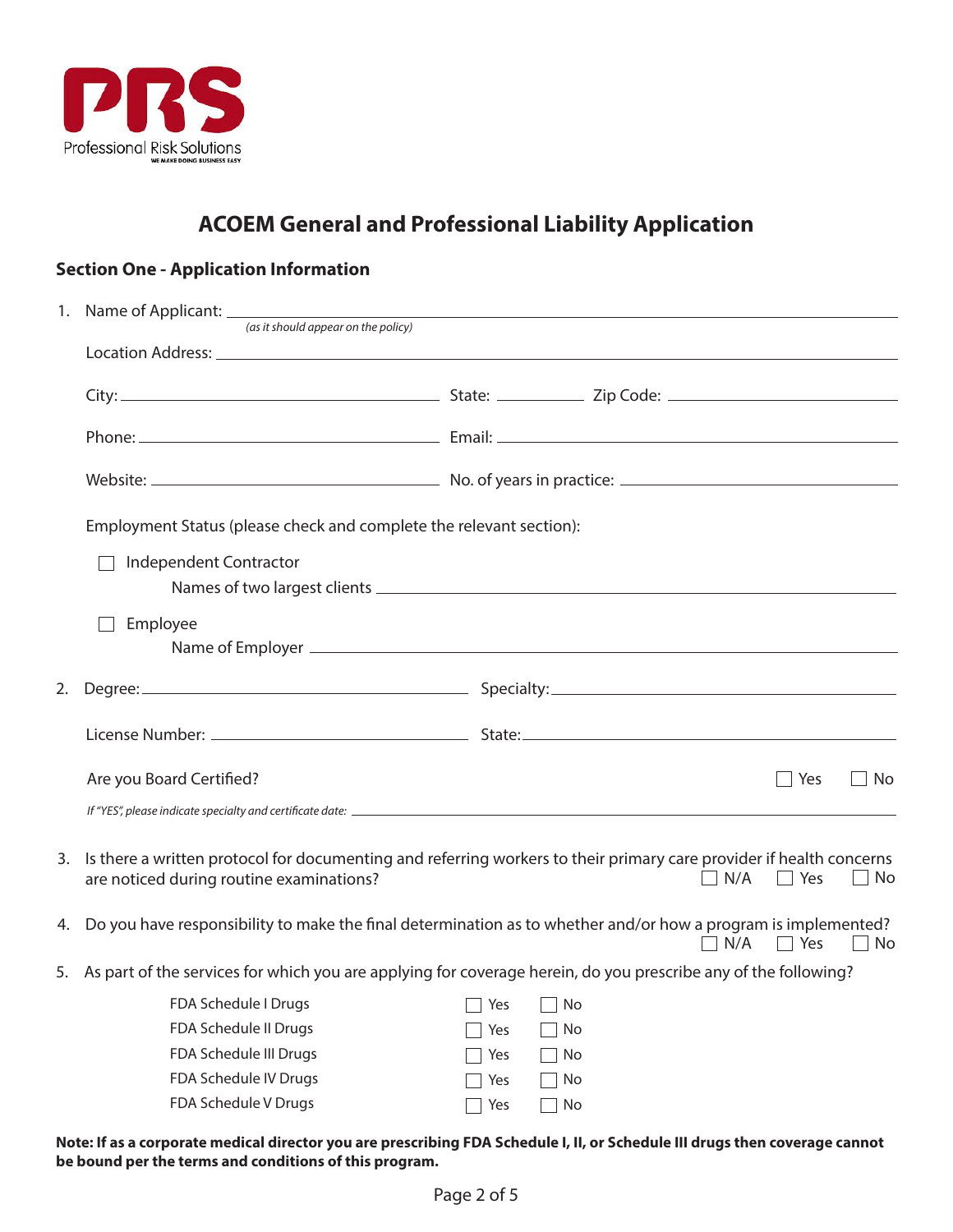PRS
Professional Risk Solutions
WE MAKE DOING BUSINESS EASY

# ACOEM General and Professional Liability Application

## Section One - Application Information

1. Name of Applicant: ______________________________
   *(as it should appear on the policy)*

   Location Address: ______________________________

   City: ____________________ State: __________ Zip Code: ____________________

   Phone: ____________________ Email: ____________________

   Website: ____________________ No. of years in practice: ____________________

   Employment Status (please check and complete the relevant section):

   ☐ Independent Contractor
   Names of two largest clients ______________________________

   ☐ Employee
   Name of Employer ______________________________

2. Degree: ____________________ Specialty: ____________________

   License Number: ____________________ State: ____________________

   Are you Board Certified? ☐ Yes ☐ No

   *If "YES", please indicate specialty and certificate date:* ______________________________

3. Is there a written protocol for documenting and referring workers to their primary care provider if health concerns are noticed during routine examinations? ☐ N/A ☐ Yes ☐ No

4. Do you have responsibility to make the final determination as to whether and/or how a program is implemented? ☐ N/A ☐ Yes ☐ No

5. As part of the services for which you are applying for coverage herein, do you prescribe any of the following?

| | | |
|---|---|---|
| FDA Schedule I Drugs | ☐ Yes | ☐ No |
| FDA Schedule II Drugs | ☐ Yes | ☐ No |
| FDA Schedule III Drugs | ☐ Yes | ☐ No |
| FDA Schedule IV Drugs | ☐ Yes | ☐ No |
| FDA Schedule V Drugs | ☐ Yes | ☐ No |

**Note: If as a corporate medical director you are prescribing FDA Schedule I, II, or Schedule III drugs then coverage cannot be bound per the terms and conditions of this program.**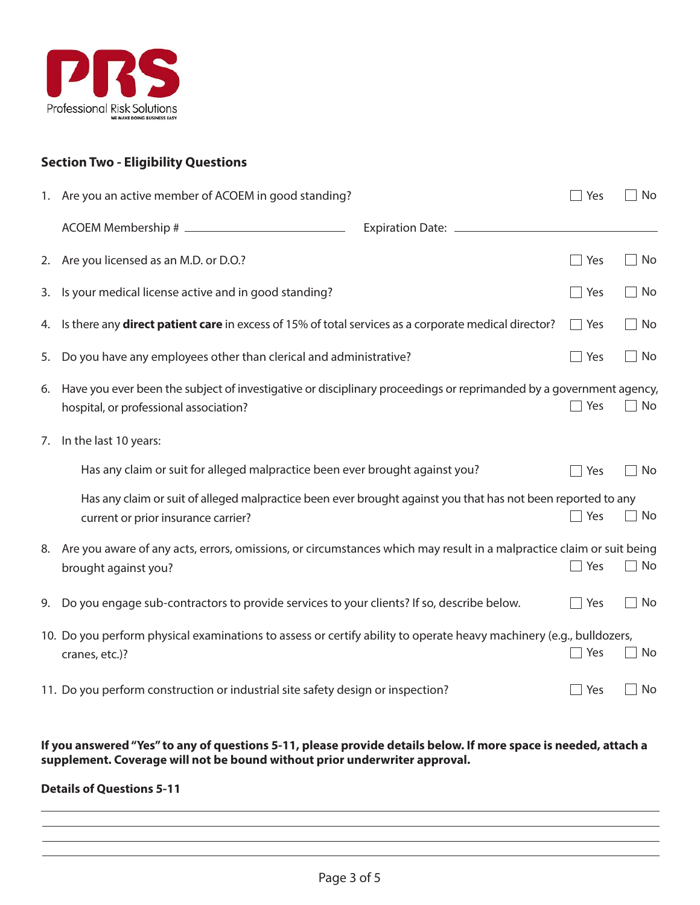PRS
Professional Risk Solutions
WE MAKE DOING BUSINESS EASY

## Section Two - Eligibility Questions

1. Are you an active member of ACOEM in good standing? ☐ Yes ☐ No

   ACOEM Membership # ______________________ Expiration Date: ______________________

2. Are you licensed as an M.D. or D.O.? ☐ Yes ☐ No

3. Is your medical license active and in good standing? ☐ Yes ☐ No

4. Is there any **direct patient care** in excess of 15% of total services as a corporate medical director? ☐ Yes ☐ No

5. Do you have any employees other than clerical and administrative? ☐ Yes ☐ No

6. Have you ever been the subject of investigative or disciplinary proceedings or reprimanded by a government agency, hospital, or professional association? ☐ Yes ☐ No

7. In the last 10 years:

   Has any claim or suit for alleged malpractice been ever brought against you? ☐ Yes ☐ No

   Has any claim or suit of alleged malpractice been ever brought against you that has not been reported to any current or prior insurance carrier? ☐ Yes ☐ No

8. Are you aware of any acts, errors, omissions, or circumstances which may result in a malpractice claim or suit being brought against you? ☐ Yes ☐ No

9. Do you engage sub-contractors to provide services to your clients? If so, describe below. ☐ Yes ☐ No

10. Do you perform physical examinations to assess or certify ability to operate heavy machinery (e.g., bulldozers, cranes, etc.)? ☐ Yes ☐ No

11. Do you perform construction or industrial site safety design or inspection? ☐ Yes ☐ No

**If you answered "Yes" to any of questions 5-11, please provide details below. If more space is needed, attach a supplement. Coverage will not be bound without prior underwriter approval.**

**Details of Questions 5-11**

______________________________________________________________________________

______________________________________________________________________________

______________________________________________________________________________

______________________________________________________________________________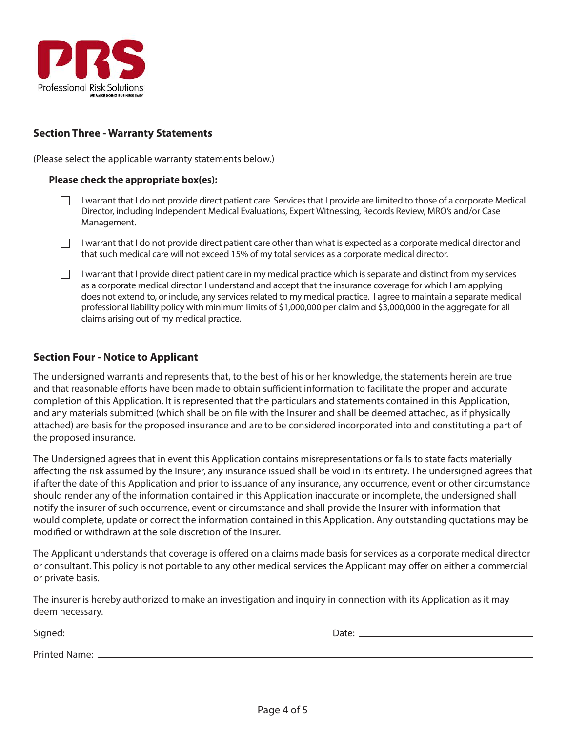PRS
Professional Risk Solutions
WE MAKE DOING BUSINESS EASY

## Section Three - Warranty Statements

(Please select the applicable warranty statements below.)

**Please check the appropriate box(es):**

- ☐ I warrant that I do not provide direct patient care. Services that I provide are limited to those of a corporate Medical Director, including Independent Medical Evaluations, Expert Witnessing, Records Review, MRO's and/or Case Management.
- ☐ I warrant that I do not provide direct patient care other than what is expected as a corporate medical director and that such medical care will not exceed 15% of my total services as a corporate medical director.
- ☐ I warrant that I provide direct patient care in my medical practice which is separate and distinct from my services as a corporate medical director. I understand and accept that the insurance coverage for which I am applying does not extend to, or include, any services related to my medical practice. I agree to maintain a separate medical professional liability policy with minimum limits of $1,000,000 per claim and $3,000,000 in the aggregate for all claims arising out of my medical practice.

## Section Four - Notice to Applicant

The undersigned warrants and represents that, to the best of his or her knowledge, the statements herein are true and that reasonable efforts have been made to obtain sufficient information to facilitate the proper and accurate completion of this Application. It is represented that the particulars and statements contained in this Application, and any materials submitted (which shall be on file with the Insurer and shall be deemed attached, as if physically attached) are basis for the proposed insurance and are to be considered incorporated into and constituting a part of the proposed insurance.

The Undersigned agrees that in event this Application contains misrepresentations or fails to state facts materially affecting the risk assumed by the Insurer, any insurance issued shall be void in its entirety. The undersigned agrees that if after the date of this Application and prior to issuance of any insurance, any occurrence, event or other circumstance should render any of the information contained in this Application inaccurate or incomplete, the undersigned shall notify the insurer of such occurrence, event or circumstance and shall provide the Insurer with information that would complete, update or correct the information contained in this Application. Any outstanding quotations may be modified or withdrawn at the sole discretion of the Insurer.

The Applicant understands that coverage is offered on a claims made basis for services as a corporate medical director or consultant. This policy is not portable to any other medical services the Applicant may offer on either a commercial or private basis.

The insurer is hereby authorized to make an investigation and inquiry in connection with its Application as it may deem necessary.

Signed: ______________________________ Date: ______________________

Printed Name: ______________________________________________________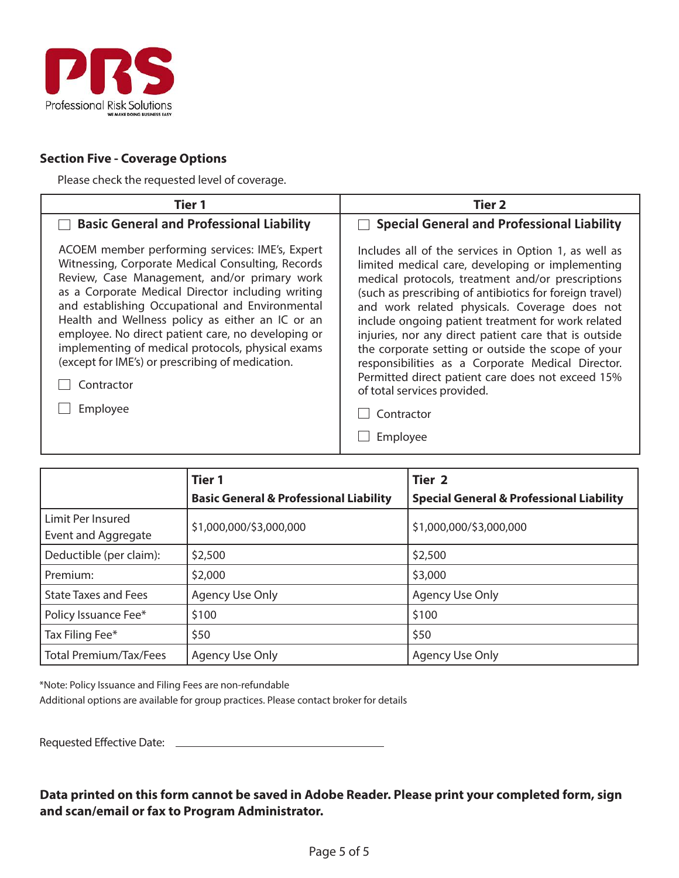**PRS**
Professional Risk Solutions
WE MAKE DOING BUSINESS EASY

## Section Five - Coverage Options

Please check the requested level of coverage.

| Tier 1 | Tier 2 |
|---|---|
| ☐ **Basic General and Professional Liability** | ☐ **Special General and Professional Liability** |
| ACOEM member performing services: IME's, Expert Witnessing, Corporate Medical Consulting, Records Review, Case Management, and/or primary work as a Corporate Medical Director including writing and establishing Occupational and Environmental Health and Wellness policy as either an IC or an employee. No direct patient care, no developing or implementing of medical protocols, physical exams (except for IME's) or prescribing of medication. | Includes all of the services in Option 1, as well as limited medical care, developing or implementing medical protocols, treatment and/or prescriptions (such as prescribing of antibiotics for foreign travel) and work related physicals. Coverage does not include ongoing patient treatment for work related injuries, nor any direct patient care that is outside the corporate setting or outside the scope of your responsibilities as a Corporate Medical Director. Permitted direct patient care does not exceed 15% of total services provided. |
| ☐ Contractor | ☐ Contractor |
| ☐ Employee | ☐ Employee |

| | **Tier 1** **Basic General & Professional Liability** | **Tier 2** **Special General & Professional Liability** |
|---|---|---|
| Limit Per Insured Event and Aggregate | $1,000,000/$3,000,000 | $1,000,000/$3,000,000 |
| Deductible (per claim): | $2,500 | $2,500 |
| Premium: | $2,000 | $3,000 |
| State Taxes and Fees | Agency Use Only | Agency Use Only |
| Policy Issuance Fee* | $100 | $100 |
| Tax Filing Fee* | $50 | $50 |
| Total Premium/Tax/Fees | Agency Use Only | Agency Use Only |

*Note: Policy Issuance and Filing Fees are non-refundable
Additional options are available for group practices. Please contact broker for details

Requested Effective Date: ______________________________

**Data printed on this form cannot be saved in Adobe Reader. Please print your completed form, sign and scan/email or fax to Program Administrator.**